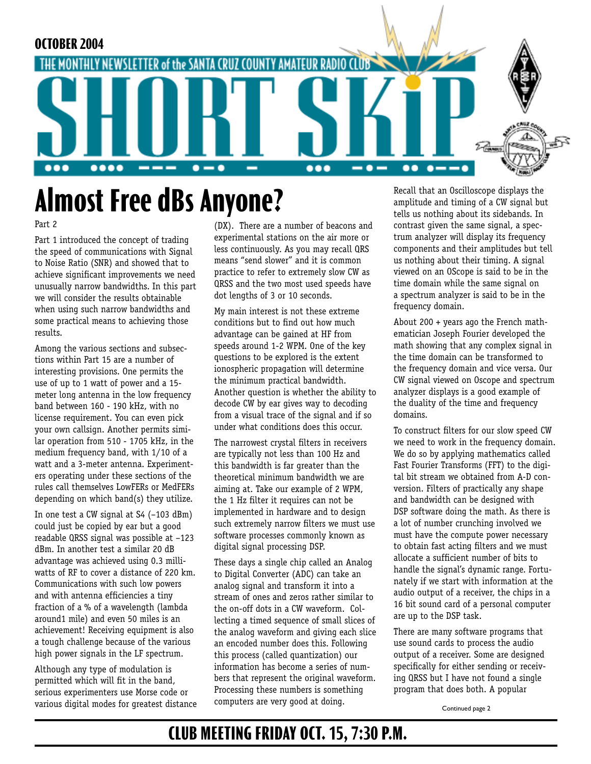OCTOBER 2004

THE MONTHLY NEWSLETTER of the SANTA CRUZ COUNTY AMATEUR RADIO CLUB

# SHORT SKiP

# Almost Free dBs Anyone?

Part 2

Part 1 introduced the concept of trading the speed of communications with Signal to Noise Ratio (SNR) and showed that to achieve significant improvements we need unusually narrow bandwidths. In this part we will consider the results obtainable when using such narrow bandwidths and some practical means to achieving those results.

Among the various sections and subsections within Part 15 are a number of interesting provisions. One permits the use of up to 1 watt of power and a 15-meter long antenna in the low frequency band between 160 - 190 kHz, with no license requirement. You can even pick your own callsign. Another permits similar operation from 510 - 1705 kHz, in the medium frequency band, with 1/10 of a watt and a 3-meter antenna. Experimenters operating under these sections of the rules call themselves LowFERs or MedFERs depending on which band(s) they utilize.

In one test a CW signal at S4 (–103 dBm) could just be copied by ear but a good readable QRSS signal was possible at –123 dBm. In another test a similar 20 dB advantage was achieved using 0.3 milliwatts of RF to cover a distance of 220 km. Communications with such low powers and with antenna efficiencies a tiny fraction of a % of a wavelength (lambda around1 mile) and even 50 miles is an achievement! Receiving equipment is also a tough challenge because of the various high power signals in the LF spectrum.

Although any type of modulation is permitted which will fit in the band, serious experimenters use Morse code or various digital modes for greatest distance (DX). There are a number of beacons and experimental stations on the air more or less continuously. As you may recall QRS means "send slower" and it is common practice to refer to extremely slow CW as QRSS and the two most used speeds have dot lengths of 3 or 10 seconds.

My main interest is not these extreme conditions but to find out how much advantage can be gained at HF from speeds around 1-2 WPM. One of the key questions to be explored is the extent ionospheric propagation will determine the minimum practical bandwidth. Another question is whether the ability to decode CW by ear gives way to decoding from a visual trace of the signal and if so under what conditions does this occur.

The narrowest crystal filters in receivers are typically not less than 100 Hz and this bandwidth is far greater than the theoretical minimum bandwidth we are aiming at. Take our example of 2 WPM, the 1 Hz filter it requires can not be implemented in hardware and to design such extremely narrow filters we must use software processes commonly known as digital signal processing DSP.

These days a single chip called an Analog to Digital Converter (ADC) can take an analog signal and transform it into a stream of ones and zeros rather similar to the on-off dots in a CW waveform. Collecting a timed sequence of small slices of the analog waveform and giving each slice an encoded number does this. Following this process (called quantization) our information has become a series of numbers that represent the original waveform. Processing these numbers is something computers are very good at doing.

Recall that an Oscilloscope displays the amplitude and timing of a CW signal but tells us nothing about its sidebands. In contrast given the same signal, a spectrum analyzer will display its frequency components and their amplitudes but tell us nothing about their timing. A signal viewed on an OScope is said to be in the time domain while the same signal on a spectrum analyzer is said to be in the frequency domain.

About 200 + years ago the French mathematician Joseph Fourier developed the math showing that any complex signal in the time domain can be transformed to the frequency domain and vice versa. Our CW signal viewed on Oscope and spectrum analyzer displays is a good example of the duality of the time and frequency domains.

To construct filters for our slow speed CW we need to work in the frequency domain. We do so by applying mathematics called Fast Fourier Transforms (FFT) to the digital bit stream we obtained from A-D conversion. Filters of practically any shape and bandwidth can be designed with DSP software doing the math. As there is a lot of number crunching involved we must have the compute power necessary to obtain fast acting filters and we must allocate a sufficient number of bits to handle the signal's dynamic range. Fortunately if we start with information at the audio output of a receiver, the chips in a 16 bit sound card of a personal computer are up to the DSP task.

There are many software programs that use sound cards to process the audio output of a receiver. Some are designed specifically for either sending or receiving QRSS but I have not found a single program that does both. A popular

Continued page 2

## CLUB MEETING FRIDAY OCT. 15, 7:30 P.M.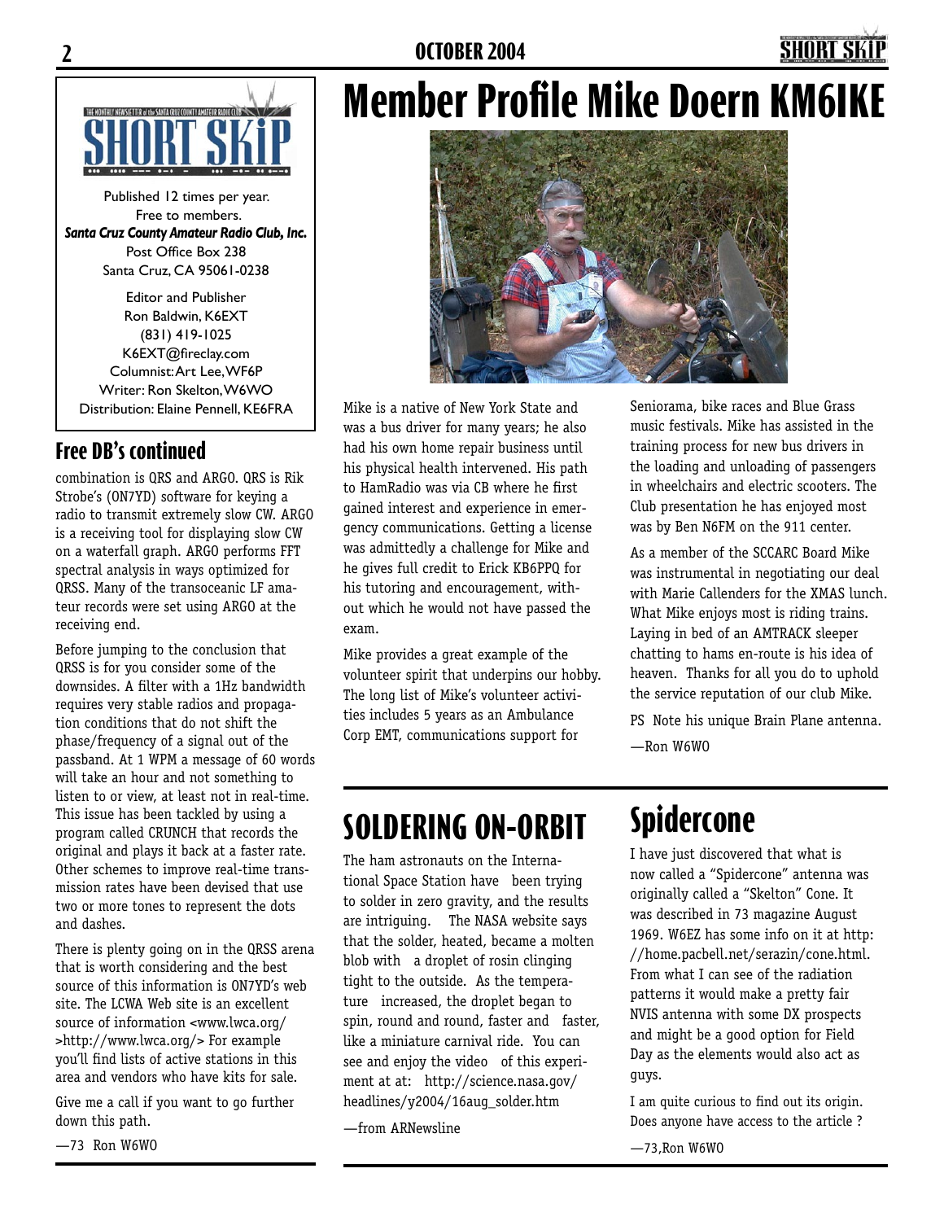Published 12 times per year.
Free to members.
***Santa Cruz County Amateur Radio Club, Inc.***
Post Office Box 238
Santa Cruz, CA 95061-0238

Editor and Publisher
Ron Baldwin, K6EXT
(831) 419-1025
K6EXT@fireclay.com
Columnist: Art Lee, WF6P
Writer: Ron Skelton, W6WO
Distribution: Elaine Pennell, KE6FRA

## Free DB's continued

combination is QRS and ARGO. QRS is Rik Strobe's (ON7YD) software for keying a radio to transmit extremely slow CW. ARGO is a receiving tool for displaying slow CW on a waterfall graph. ARGO performs FFT spectral analysis in ways optimized for QRSS. Many of the transoceanic LF amateur records were set using ARGO at the receiving end.

Before jumping to the conclusion that QRSS is for you consider some of the downsides. A filter with a 1Hz bandwidth requires very stable radios and propagation conditions that do not shift the phase/frequency of a signal out of the passband. At 1 WPM a message of 60 words will take an hour and not something to listen to or view, at least not in real-time. This issue has been tackled by using a program called CRUNCH that records the original and plays it back at a faster rate. Other schemes to improve real-time transmission rates have been devised that use two or more tones to represent the dots and dashes.

There is plenty going on in the QRSS arena that is worth considering and the best source of this information is ON7YD's web site. The LCWA Web site is an excellent source of information <www.lwca.org/ >http://www.lwca.org/> For example you'll find lists of active stations in this area and vendors who have kits for sale.

Give me a call if you want to go further down this path.

—73 Ron W6WO

# Member Profile Mike Doern KM6IKE

Mike is a native of New York State and was a bus driver for many years; he also had his own home repair business until his physical health intervened. His path to HamRadio was via CB where he first gained interest and experience in emergency communications. Getting a license was admittedly a challenge for Mike and he gives full credit to Erick KB6PPQ for his tutoring and encouragement, without which he would not have passed the exam.

Mike provides a great example of the volunteer spirit that underpins our hobby. The long list of Mike's volunteer activities includes 5 years as an Ambulance Corp EMT, communications support for Seniorama, bike races and Blue Grass music festivals. Mike has assisted in the training process for new bus drivers in the loading and unloading of passengers in wheelchairs and electric scooters. The Club presentation he has enjoyed most was by Ben N6FM on the 911 center.

As a member of the SCCARC Board Mike was instrumental in negotiating our deal with Marie Callenders for the XMAS lunch. What Mike enjoys most is riding trains. Laying in bed of an AMTRACK sleeper chatting to hams en-route is his idea of heaven. Thanks for all you do to uphold the service reputation of our club Mike.

PS Note his unique Brain Plane antenna.

—Ron W6WO

# SOLDERING ON-ORBIT

The ham astronauts on the International Space Station have been trying to solder in zero gravity, and the results are intriguing. The NASA website says that the solder, heated, became a molten blob with a droplet of rosin clinging tight to the outside. As the temperature increased, the droplet began to spin, round and round, faster and faster, like a miniature carnival ride. You can see and enjoy the video of this experiment at at: http://science.nasa.gov/headlines/y2004/16aug_solder.htm

—from ARNewsline

# Spidercone

I have just discovered that what is now called a "Spidercone" antenna was originally called a "Skelton" Cone. It was described in 73 magazine August 1969. W6EZ has some info on it at http://home.pacbell.net/serazin/cone.html. From what I can see of the radiation patterns it would make a pretty fair NVIS antenna with some DX prospects and might be a good option for Field Day as the elements would also act as guys.

I am quite curious to find out its origin. Does anyone have access to the article ?

—73,Ron W6WO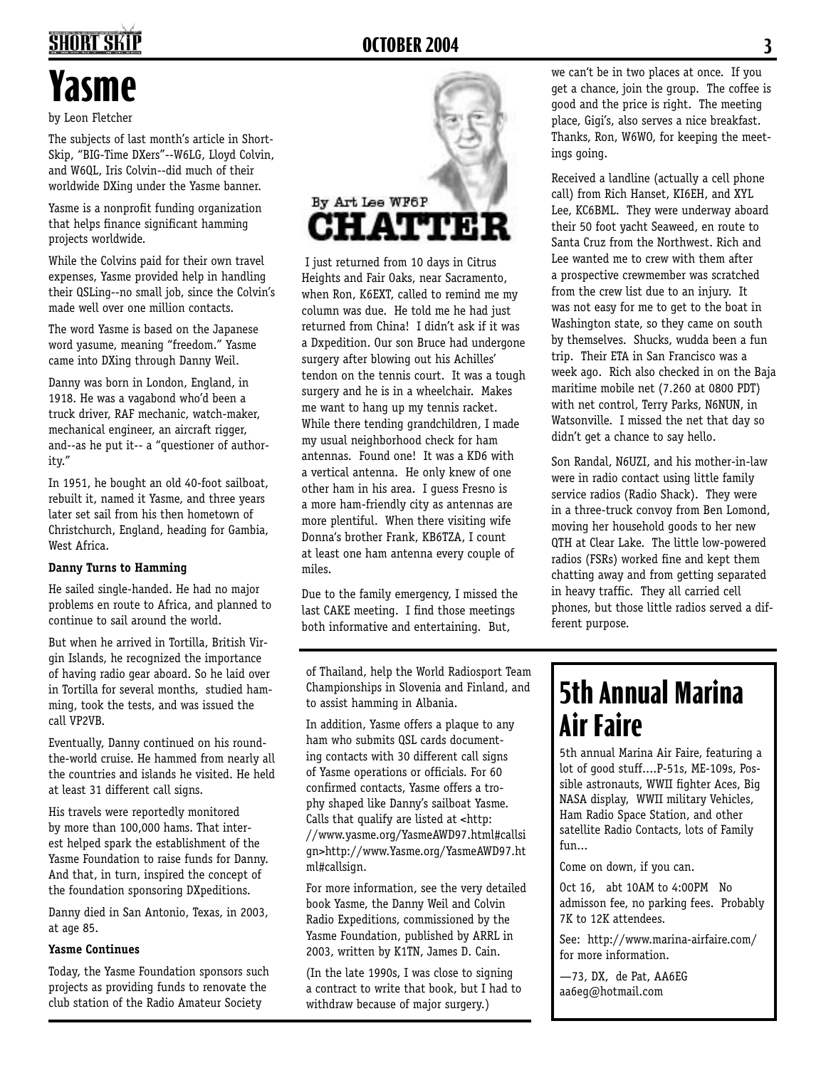# Yasme

by Leon Fletcher

The subjects of last month's article in Short-Skip, "BIG-Time DXers"--W6LG, Lloyd Colvin, and W6QL, Iris Colvin--did much of their worldwide DXing under the Yasme banner.

Yasme is a nonprofit funding organization that helps finance significant hamming projects worldwide.

While the Colvins paid for their own travel expenses, Yasme provided help in handling their QSLing--no small job, since the Colvin's made well over one million contacts.

The word Yasme is based on the Japanese word yasume, meaning "freedom." Yasme came into DXing through Danny Weil.

Danny was born in London, England, in 1918. He was a vagabond who'd been a truck driver, RAF mechanic, watch-maker, mechanical engineer, an aircraft rigger, and--as he put it-- a "questioner of authority."

In 1951, he bought an old 40-foot sailboat, rebuilt it, named it Yasme, and three years later set sail from his then hometown of Christchurch, England, heading for Gambia, West Africa.

**Danny Turns to Hamming**

He sailed single-handed. He had no major problems en route to Africa, and planned to continue to sail around the world.

But when he arrived in Tortilla, British Virgin Islands, he recognized the importance of having radio gear aboard. So he laid over in Tortilla for several months, studied hamming, took the tests, and was issued the call VP2VB.

Eventually, Danny continued on his round-the-world cruise. He hammed from nearly all the countries and islands he visited. He held at least 31 different call signs.

His travels were reportedly monitored by more than 100,000 hams. That interest helped spark the establishment of the Yasme Foundation to raise funds for Danny. And that, in turn, inspired the concept of the foundation sponsoring DXpeditions.

Danny died in San Antonio, Texas, in 2003, at age 85.

**Yasme Continues**

Today, the Yasme Foundation sponsors such projects as providing funds to renovate the club station of the Radio Amateur Society of Thailand, help the World Radiosport Team Championships in Slovenia and Finland, and to assist hamming in Albania.

In addition, Yasme offers a plaque to any ham who submits QSL cards documenting contacts with 30 different call signs of Yasme operations or officials. For 60 confirmed contacts, Yasme offers a trophy shaped like Danny's sailboat Yasme. Calls that qualify are listed at <http://www.yasme.org/YasmeAWD97.html#callsign>http://www.Yasme.org/YasmeAWD97.html#callsign.

For more information, see the very detailed book Yasme, the Danny Weil and Colvin Radio Expeditions, commissioned by the Yasme Foundation, published by ARRL in 2003, written by K1TN, James D. Cain.

(In the late 1990s, I was close to signing a contract to write that book, but I had to withdraw because of major surgery.)

# CHATTER

By Art Lee WF6P

I just returned from 10 days in Citrus Heights and Fair Oaks, near Sacramento, when Ron, K6EXT, called to remind me my column was due. He told me he had just returned from China! I didn't ask if it was a Dxpedition. Our son Bruce had undergone surgery after blowing out his Achilles' tendon on the tennis court. It was a tough surgery and he is in a wheelchair. Makes me want to hang up my tennis racket. While there tending grandchildren, I made my usual neighborhood check for ham antennas. Found one! It was a KD6 with a vertical antenna. He only knew of one other ham in his area. I guess Fresno is a more ham-friendly city as antennas are more plentiful. When there visiting wife Donna's brother Frank, KB6TZA, I count at least one ham antenna every couple of miles.

Due to the family emergency, I missed the last CAKE meeting. I find those meetings both informative and entertaining. But, we can't be in two places at once. If you get a chance, join the group. The coffee is good and the price is right. The meeting place, Gigi's, also serves a nice breakfast. Thanks, Ron, W6WO, for keeping the meetings going.

Received a landline (actually a cell phone call) from Rich Hanset, KI6EH, and XYL Lee, KC6BML. They were underway aboard their 50 foot yacht Seaweed, en route to Santa Cruz from the Northwest. Rich and Lee wanted me to crew with them after a prospective crewmember was scratched from the crew list due to an injury. It was not easy for me to get to the boat in Washington state, so they came on south by themselves. Shucks, wudda been a fun trip. Their ETA in San Francisco was a week ago. Rich also checked in on the Baja maritime mobile net (7.260 at 0800 PDT) with net control, Terry Parks, N6NUN, in Watsonville. I missed the net that day so didn't get a chance to say hello.

Son Randal, N6UZI, and his mother-in-law were in radio contact using little family service radios (Radio Shack). They were in a three-truck convoy from Ben Lomond, moving her household goods to her new QTH at Clear Lake. The little low-powered radios (FSRs) worked fine and kept them chatting away and from getting separated in heavy traffic. They all carried cell phones, but those little radios served a different purpose.

# 5th Annual Marina Air Faire

5th annual Marina Air Faire, featuring a lot of good stuff....P-51s, ME-109s, Possible astronauts, WWII fighter Aces, Big NASA display, WWII military Vehicles, Ham Radio Space Station, and other satellite Radio Contacts, lots of Family fun...

Come on down, if you can.

Oct 16, abt 10AM to 4:00PM No admisson fee, no parking fees. Probably 7K to 12K attendees.

See: http://www.marina-airfaire.com/ for more information.

—73, DX, de Pat, AA6EG
aa6eg@hotmail.com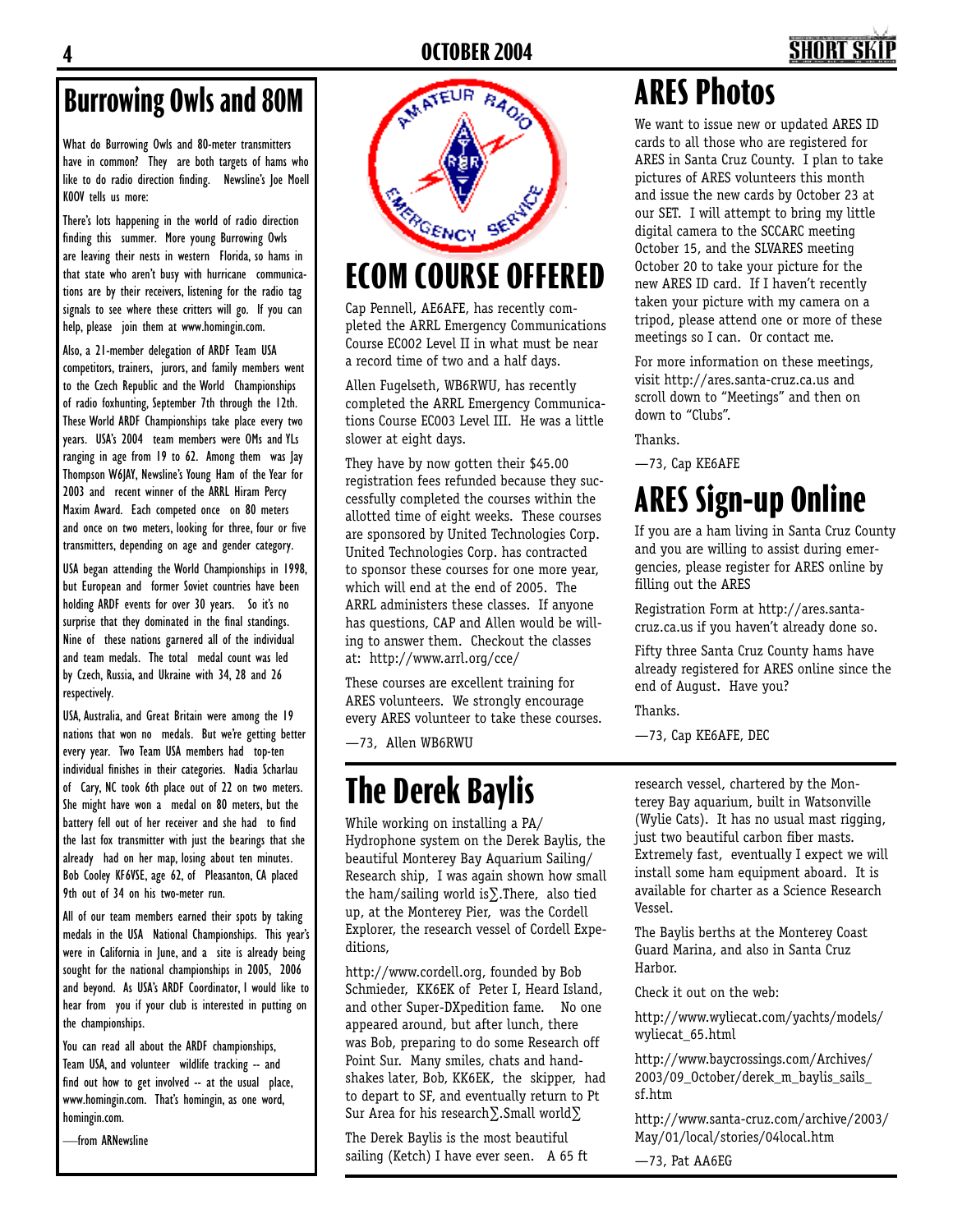# Burrowing Owls and 80M

What do Burrowing Owls and 80-meter transmitters have in common? They are both targets of hams who like to do radio direction finding. Newsline's Joe Moell K0OV tells us more:

There's lots happening in the world of radio direction finding this summer. More young Burrowing Owls are leaving their nests in western Florida, so hams in that state who aren't busy with hurricane communications are by their receivers, listening for the radio tag signals to see where these critters will go. If you can help, please join them at www.homingin.com.

Also, a 21-member delegation of ARDF Team USA competitors, trainers, jurors, and family members went to the Czech Republic and the World Championships of radio foxhunting, September 7th through the 12th. These World ARDF Championships take place every two years. USA's 2004 team members were OMs and YLs ranging in age from 19 to 62. Among them was Jay Thompson W6JAY, Newsline's Young Ham of the Year for 2003 and recent winner of the ARRL Hiram Percy Maxim Award. Each competed once on 80 meters and once on two meters, looking for three, four or five transmitters, depending on age and gender category.

USA began attending the World Championships in 1998, but European and former Soviet countries have been holding ARDF events for over 30 years. So it's no surprise that they dominated in the final standings. Nine of these nations garnered all of the individual and team medals. The total medal count was led by Czech, Russia, and Ukraine with 34, 28 and 26 respectively.

USA, Australia, and Great Britain were among the 19 nations that won no medals. But we're getting better every year. Two Team USA members had top-ten individual finishes in their categories. Nadia Scharlau of Cary, NC took 6th place out of 22 on two meters. She might have won a medal on 80 meters, but the battery fell out of her receiver and she had to find the last fox transmitter with just the bearings that she already had on her map, losing about ten minutes. Bob Cooley KF6VSE, age 62, of Pleasanton, CA placed 9th out of 34 on his two-meter run.

All of our team members earned their spots by taking medals in the USA National Championships. This year's were in California in June, and a site is already being sought for the national championships in 2005, 2006 and beyond. As USA's ARDF Coordinator, I would like to hear from you if your club is interested in putting on the championships.

You can read all about the ARDF championships, Team USA, and volunteer wildlife tracking -- and find out how to get involved -- at the usual place, www.homingin.com. That's homingin, as one word, homingin.com.

—from ARNewsline

# ECOM COURSE OFFERED

Cap Pennell, AE6AFE, has recently completed the ARRL Emergency Communications Course EC002 Level II in what must be near a record time of two and a half days.

Allen Fugelseth, WB6RWU, has recently completed the ARRL Emergency Communications Course EC003 Level III. He was a little slower at eight days.

They have by now gotten their $45.00 registration fees refunded because they successfully completed the courses within the allotted time of eight weeks. These courses are sponsored by United Technologies Corp. United Technologies Corp. has contracted to sponsor these courses for one more year, which will end at the end of 2005. The ARRL administers these classes. If anyone has questions, CAP and Allen would be willing to answer them. Checkout the classes at: http://www.arrl.org/cce/

These courses are excellent training for ARES volunteers. We strongly encourage every ARES volunteer to take these courses.

—73, Allen WB6RWU

# ARES Photos

We want to issue new or updated ARES ID cards to all those who are registered for ARES in Santa Cruz County. I plan to take pictures of ARES volunteers this month and issue the new cards by October 23 at our SET. I will attempt to bring my little digital camera to the SCCARC meeting October 15, and the SLVARES meeting October 20 to take your picture for the new ARES ID card. If I haven't recently taken your picture with my camera on a tripod, please attend one or more of these meetings so I can. Or contact me.

For more information on these meetings, visit http://ares.santa-cruz.ca.us and scroll down to "Meetings" and then on down to "Clubs".

Thanks.

—73, Cap KE6AFE

# ARES Sign-up Online

If you are a ham living in Santa Cruz County and you are willing to assist during emergencies, please register for ARES online by filling out the ARES

Registration Form at http://ares.santa-cruz.ca.us if you haven't already done so.

Fifty three Santa Cruz County hams have already registered for ARES online since the end of August. Have you?

Thanks.

—73, Cap KE6AFE, DEC

# The Derek Baylis

While working on installing a PA/Hydrophone system on the Derek Baylis, the beautiful Monterey Bay Aquarium Sailing/Research ship, I was again shown how small the ham/sailing world is∑.There, also tied up, at the Monterey Pier, was the Cordell Explorer, the research vessel of Cordell Expeditions,

http://www.cordell.org, founded by Bob Schmieder, KK6EK of Peter I, Heard Island, and other Super-DXpedition fame. No one appeared around, but after lunch, there was Bob, preparing to do some Research off Point Sur. Many smiles, chats and handshakes later, Bob, KK6EK, the skipper, had to depart to SF, and eventually return to Pt Sur Area for his research∑.Small world∑

The Derek Baylis is the most beautiful sailing (Ketch) I have ever seen. A 65 ft research vessel, chartered by the Monterey Bay aquarium, built in Watsonville (Wylie Cats). It has no usual mast rigging, just two beautiful carbon fiber masts. Extremely fast, eventually I expect we will install some ham equipment aboard. It is available for charter as a Science Research Vessel.

The Baylis berths at the Monterey Coast Guard Marina, and also in Santa Cruz Harbor.

Check it out on the web:

http://www.wyliecat.com/yachts/models/wyliecat_65.html

http://www.baycrossings.com/Archives/2003/09_October/derek_m_baylis_sails_sf.htm

http://www.santa-cruz.com/archive/2003/May/01/local/stories/04local.htm

—73, Pat AA6EG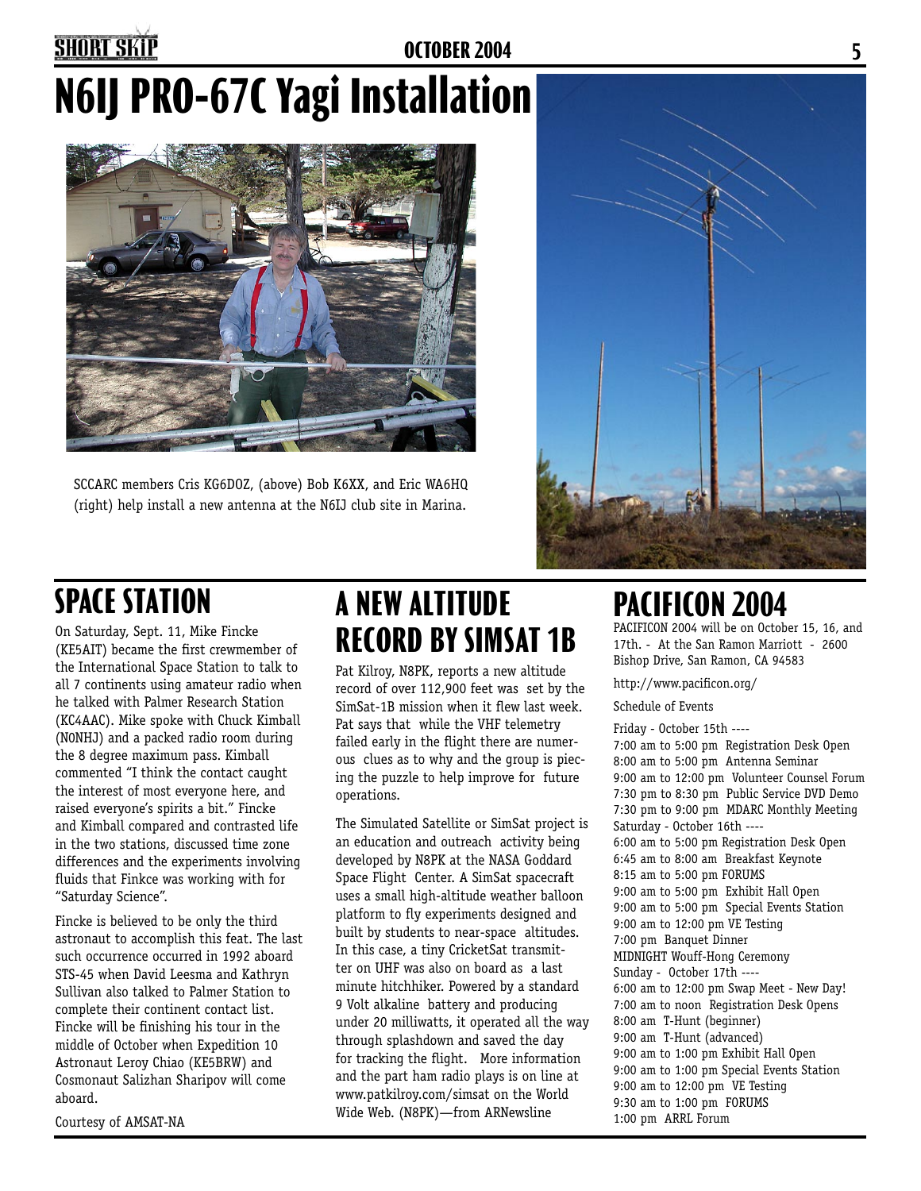# N6IJ PRO-67C Yagi Installation

SCCARC members Cris KG6DOZ, (above) Bob K6XX, and Eric WA6HQ (right) help install a new antenna at the N6IJ club site in Marina.

## SPACE STATION

On Saturday, Sept. 11, Mike Fincke (KE5AIT) became the first crewmember of the International Space Station to talk to all 7 continents using amateur radio when he talked with Palmer Research Station (KC4AAC). Mike spoke with Chuck Kimball (N0NHJ) and a packed radio room during the 8 degree maximum pass. Kimball commented "I think the contact caught the interest of most everyone here, and raised everyone's spirits a bit." Fincke and Kimball compared and contrasted life in the two stations, discussed time zone differences and the experiments involving fluids that Finkce was working with for "Saturday Science".

Fincke is believed to be only the third astronaut to accomplish this feat. The last such occurrence occurred in 1992 aboard STS-45 when David Leesma and Kathryn Sullivan also talked to Palmer Station to complete their continent contact list. Fincke will be finishing his tour in the middle of October when Expedition 10 Astronaut Leroy Chiao (KE5BRW) and Cosmonaut Salizhan Sharipov will come aboard.

Courtesy of AMSAT-NA

## A NEW ALTITUDE RECORD BY SIMSAT 1B

Pat Kilroy, N8PK, reports a new altitude record of over 112,900 feet was set by the SimSat-1B mission when it flew last week. Pat says that while the VHF telemetry failed early in the flight there are numerous clues as to why and the group is piecing the puzzle to help improve for future operations.

The Simulated Satellite or SimSat project is an education and outreach activity being developed by N8PK at the NASA Goddard Space Flight Center. A SimSat spacecraft uses a small high-altitude weather balloon platform to fly experiments designed and built by students to near-space altitudes. In this case, a tiny CricketSat transmitter on UHF was also on board as a last minute hitchhiker. Powered by a standard 9 Volt alkaline battery and producing under 20 milliwatts, it operated all the way through splashdown and saved the day for tracking the flight. More information and the part ham radio plays is on line at www.patkilroy.com/simsat on the World Wide Web. (N8PK)—from ARNewsline

## PACIFICON 2004

PACIFICON 2004 will be on October 15, 16, and 17th. - At the San Ramon Marriott - 2600 Bishop Drive, San Ramon, CA 94583

http://www.pacificon.org/

Schedule of Events

Friday - October 15th ----
7:00 am to 5:00 pm Registration Desk Open
8:00 am to 5:00 pm Antenna Seminar
9:00 am to 12:00 pm Volunteer Counsel Forum
7:30 pm to 8:30 pm Public Service DVD Demo
7:30 pm to 9:00 pm MDARC Monthly Meeting
Saturday - October 16th ----
6:00 am to 5:00 pm Registration Desk Open
6:45 am to 8:00 am Breakfast Keynote
8:15 am to 5:00 pm FORUMS
9:00 am to 5:00 pm Exhibit Hall Open
9:00 am to 5:00 pm Special Events Station
9:00 am to 12:00 pm VE Testing
7:00 pm Banquet Dinner
MIDNIGHT Wouff-Hong Ceremony
Sunday - October 17th ----
6:00 am to 12:00 pm Swap Meet - New Day!
7:00 am to noon Registration Desk Opens
8:00 am T-Hunt (beginner)
9:00 am T-Hunt (advanced)
9:00 am to 1:00 pm Exhibit Hall Open
9:00 am to 1:00 pm Special Events Station
9:00 am to 12:00 pm VE Testing
9:30 am to 1:00 pm FORUMS
1:00 pm ARRL Forum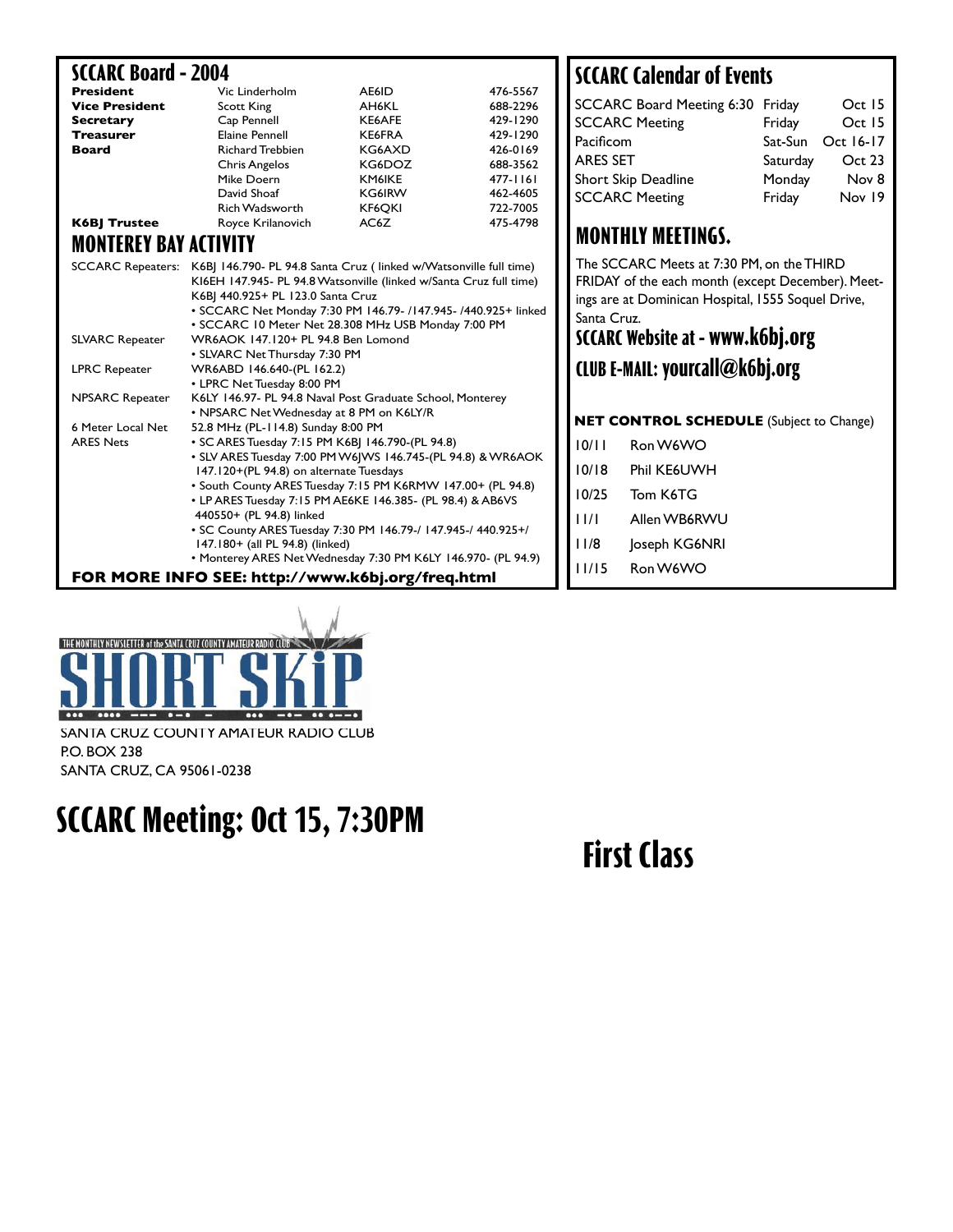## SCCARC Board - 2004

| | | | |
|---|---|---|---|
| **President** | Vic Linderholm | AE6ID | 476-5567 |
| **Vice President** | Scott King | AH6KL | 688-2296 |
| **Secretary** | Cap Pennell | KE6AFE | 429-1290 |
| **Treasurer** | Elaine Pennell | KE6FRA | 429-1290 |
| **Board** | Richard Trebbien | KG6AXD | 426-0169 |
| | Chris Angelos | KG6DOZ | 688-3562 |
| | Mike Doern | KM6IKE | 477-1161 |
| | David Shoaf | KG6IRW | 462-4605 |
| | Rich Wadsworth | KF6QKI | 722-7005 |
| **K6BJ Trustee** | Royce Krilanovich | AC6Z | 475-4798 |

## MONTEREY BAY ACTIVITY

| | |
|---|---|
| SCCARC Repeaters: | K6BJ 146.790- PL 94.8 Santa Cruz ( linked w/Watsonville full time)<br>KI6EH 147.945- PL 94.8 Watsonville (linked w/Santa Cruz full time)<br>K6BJ 440.925+ PL 123.0 Santa Cruz<br>• SCCARC Net Monday 7:30 PM 146.79- /147.945- /440.925+ linked<br>• SCCARC 10 Meter Net 28.308 MHz USB Monday 7:00 PM |
| SLVARC Repeater | WR6AOK 147.120+ PL 94.8 Ben Lomond<br>• SLVARC Net Thursday 7:30 PM |
| LPRC Repeater | WR6ABD 146.640-(PL 162.2)<br>• LPRC Net Tuesday 8:00 PM |
| NPSARC Repeater | K6LY 146.97- PL 94.8 Naval Post Graduate School, Monterey<br>• NPSARC Net Wednesday at 8 PM on K6LY/R |
| 6 Meter Local Net | 52.8 MHz (PL-114.8) Sunday 8:00 PM |
| ARES Nets | • SC ARES Tuesday 7:15 PM K6BJ 146.790-(PL 94.8)<br>• SLV ARES Tuesday 7:00 PM W6JWS 146.745-(PL 94.8) & WR6AOK 147.120+(PL 94.8) on alternate Tuesdays<br>• South County ARES Tuesday 7:15 PM K6RMW 147.00+ (PL 94.8)<br>• LP ARES Tuesday 7:15 PM AE6KE 146.385- (PL 98.4) & AB6VS 440550+ (PL 94.8) linked<br>• SC County ARES Tuesday 7:30 PM 146.79-/ 147.945-/ 440.925+/ 147.180+ (all PL 94.8) (linked)<br>• Monterey ARES Net Wednesday 7:30 PM K6LY 146.970- (PL 94.9) |

**FOR MORE INFO SEE: http://www.k6bj.org/freq.html**

## SCCARC Calendar of Events

| | | |
|---|---|---|
| SCCARC Board Meeting 6:30 | Friday | Oct 15 |
| SCCARC Meeting | Friday | Oct 15 |
| Pacificom | Sat-Sun | Oct 16-17 |
| ARES SET | Saturday | Oct 23 |
| Short Skip Deadline | Monday | Nov 8 |
| SCCARC Meeting | Friday | Nov 19 |

## MONTHLY MEETINGS.

The SCCARC Meets at 7:30 PM, on the THIRD FRIDAY of the each month (except December). Meetings are at Dominican Hospital, 1555 Soquel Drive, Santa Cruz.

## SCCARC Website at - www.k6bj.org

## CLUB E-MAIL: yourcall@k6bj.org

**NET CONTROL SCHEDULE** (Subject to Change)

| | |
|---|---|
| 10/11 | Ron W6WO |
| 10/18 | Phil KE6UWH |
| 10/25 | Tom K6TG |
| 11/1 | Allen WB6RWU |
| 11/8 | Joseph KG6NRI |
| 11/15 | Ron W6WO |

THE MONTHLY NEWSLETTER of the SANTA CRUZ COUNTY AMATEUR RADIO CLUB

SHORT SKIP

SANTA CRUZ COUNTY AMATEUR RADIO CLUB
P.O. BOX 238
SANTA CRUZ, CA 95061-0238

# SCCARC Meeting: Oct 15, 7:30PM

**First Class**